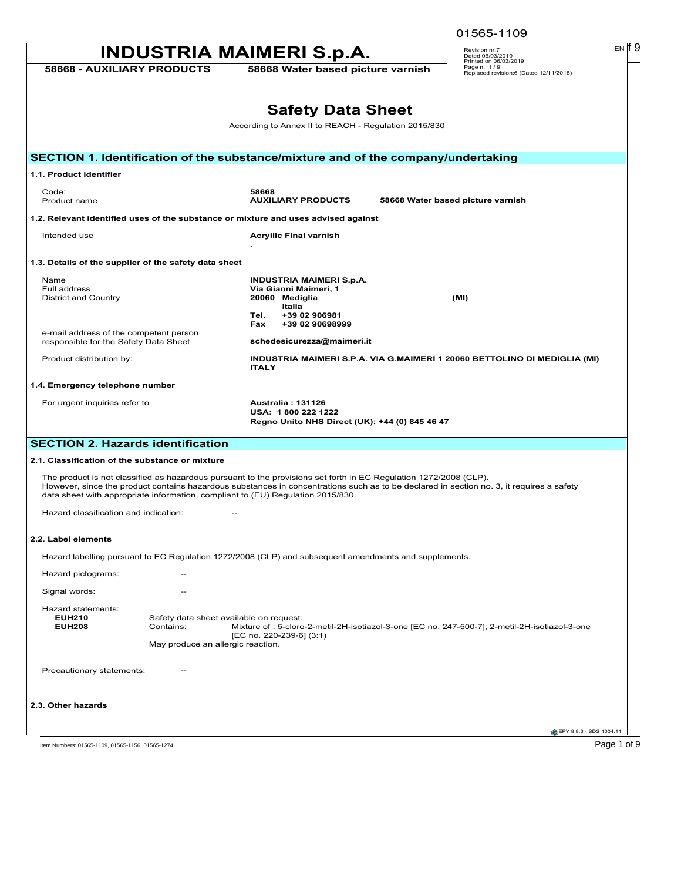# INDUSTRIA MAIMERI S.p.A.

**58668 - AUXILIARY PRODUCTS** **58668 Water based picture varnish**

Revision nr.7
Dated 06/03/2019
Printed on 06/03/2019
Page n. 1 / 9
Replaced revision:6 (Dated 12/11/2018)

# Safety Data Sheet

According to Annex II to REACH - Regulation 2015/830

## SECTION 1. Identification of the substance/mixture and of the company/undertaking

### 1.1. Product identifier

| | |
|---|---|
| Code: | **58668** |
| Product name | **AUXILIARY PRODUCTS 58668 Water based picture varnish** |

### 1.2. Relevant identified uses of the substance or mixture and uses advised against

| | |
|---|---|
| Intended use | **Acryilic Final varnish** . |

### 1.3. Details of the supplier of the safety data sheet

| | |
|---|---|
| Name | **INDUSTRIA MAIMERI S.p.A.** |
| Full address | **Via Gianni Maimeri, 1** |
| District and Country | **20060 Mediglia (MI)** **Italia** **Tel. +39 02 906981** **Fax +39 02 90698999** |
| e-mail address of the competent person responsible for the Safety Data Sheet | **schedesicurezza@maimeri.it** |
| Product distribution by: | **INDUSTRIA MAIMERI S.P.A. VIA G.MAIMERI 1 20060 BETTOLINO DI MEDIGLIA (MI) ITALY** |

### 1.4. Emergency telephone number

| | |
|---|---|
| For urgent inquiries refer to | **Australia : 131126** **USA: 1 800 222 1222** **Regno Unito NHS Direct (UK): +44 (0) 845 46 47** |

## SECTION 2. Hazards identification

### 2.1. Classification of the substance or mixture

The product is not classified as hazardous pursuant to the provisions set forth in EC Regulation 1272/2008 (CLP).
However, since the product contains hazardous substances in concentrations such as to be declared in section no. 3, it requires a safety data sheet with appropriate information, compliant to (EU) Regulation 2015/830.

Hazard classification and indication: --

### 2.2. Label elements

Hazard labelling pursuant to EC Regulation 1272/2008 (CLP) and subsequent amendments and supplements.

Hazard pictograms: --

Signal words: --

Hazard statements:

**EUH210** Safety data sheet available on request.
**EUH208** Contains: Mixture of : 5-cloro-2-metil-2H-isotiazol-3-one [EC no. 247-500-7]; 2-metil-2H-isotiazol-3-one [EC no. 220-239-6] (3:1)
May produce an allergic reaction.

Precautionary statements: --

### 2.3. Other hazards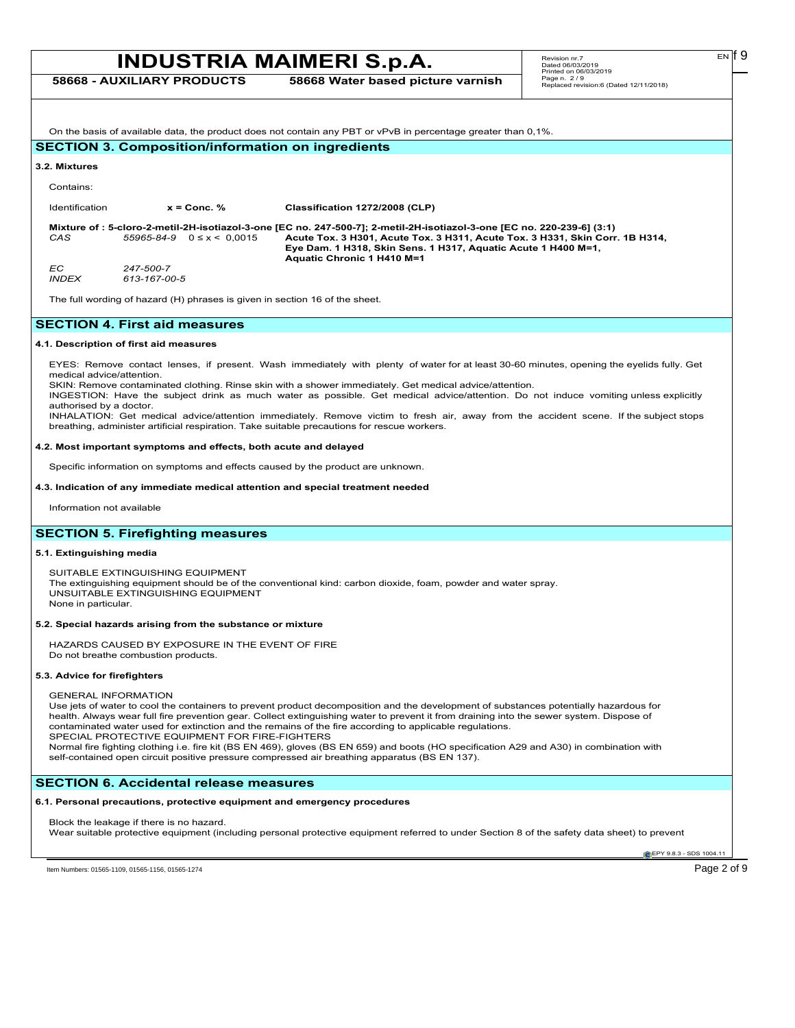On the basis of available data, the product does not contain any PBT or vPvB in percentage greater than 0,1%.

## SECTION 3. Composition/information on ingredients

### 3.2. Mixtures

Contains:

| Identification | x = Conc. % | Classification 1272/2008 (CLP) |
|---|---|---|
| **Mixture of : 5-cloro-2-metil-2H-isotiazol-3-one [EC no. 247-500-7]; 2-metil-2H-isotiazol-3-one [EC no. 220-239-6] (3:1)** | | |
| *CAS* *55965-84-9* | 0 ≤ x < 0,0015 | **Acute Tox. 3 H301, Acute Tox. 3 H311, Acute Tox. 3 H331, Skin Corr. 1B H314, Eye Dam. 1 H318, Skin Sens. 1 H317, Aquatic Acute 1 H400 M=1, Aquatic Chronic 1 H410 M=1** |
| *EC* *247-500-7* | | |
| *INDEX* *613-167-00-5* | | |

The full wording of hazard (H) phrases is given in section 16 of the sheet.

## SECTION 4. First aid measures

### 4.1. Description of first aid measures

EYES: Remove contact lenses, if present. Wash immediately with plenty of water for at least 30-60 minutes, opening the eyelids fully. Get medical advice/attention.
SKIN: Remove contaminated clothing. Rinse skin with a shower immediately. Get medical advice/attention.
INGESTION: Have the subject drink as much water as possible. Get medical advice/attention. Do not induce vomiting unless explicitly authorised by a doctor.
INHALATION: Get medical advice/attention immediately. Remove victim to fresh air, away from the accident scene. If the subject stops breathing, administer artificial respiration. Take suitable precautions for rescue workers.

### 4.2. Most important symptoms and effects, both acute and delayed

Specific information on symptoms and effects caused by the product are unknown.

### 4.3. Indication of any immediate medical attention and special treatment needed

Information not available

## SECTION 5. Firefighting measures

### 5.1. Extinguishing media

SUITABLE EXTINGUISHING EQUIPMENT
The extinguishing equipment should be of the conventional kind: carbon dioxide, foam, powder and water spray.
UNSUITABLE EXTINGUISHING EQUIPMENT
None in particular.

### 5.2. Special hazards arising from the substance or mixture

HAZARDS CAUSED BY EXPOSURE IN THE EVENT OF FIRE
Do not breathe combustion products.

### 5.3. Advice for firefighters

GENERAL INFORMATION
Use jets of water to cool the containers to prevent product decomposition and the development of substances potentially hazardous for health. Always wear full fire prevention gear. Collect extinguishing water to prevent it from draining into the sewer system. Dispose of contaminated water used for extinction and the remains of the fire according to applicable regulations.
SPECIAL PROTECTIVE EQUIPMENT FOR FIRE-FIGHTERS
Normal fire fighting clothing i.e. fire kit (BS EN 469), gloves (BS EN 659) and boots (HO specification A29 and A30) in combination with self-contained open circuit positive pressure compressed air breathing apparatus (BS EN 137).

## SECTION 6. Accidental release measures

### 6.1. Personal precautions, protective equipment and emergency procedures

Block the leakage if there is no hazard.
Wear suitable protective equipment (including personal protective equipment referred to under Section 8 of the safety data sheet) to prevent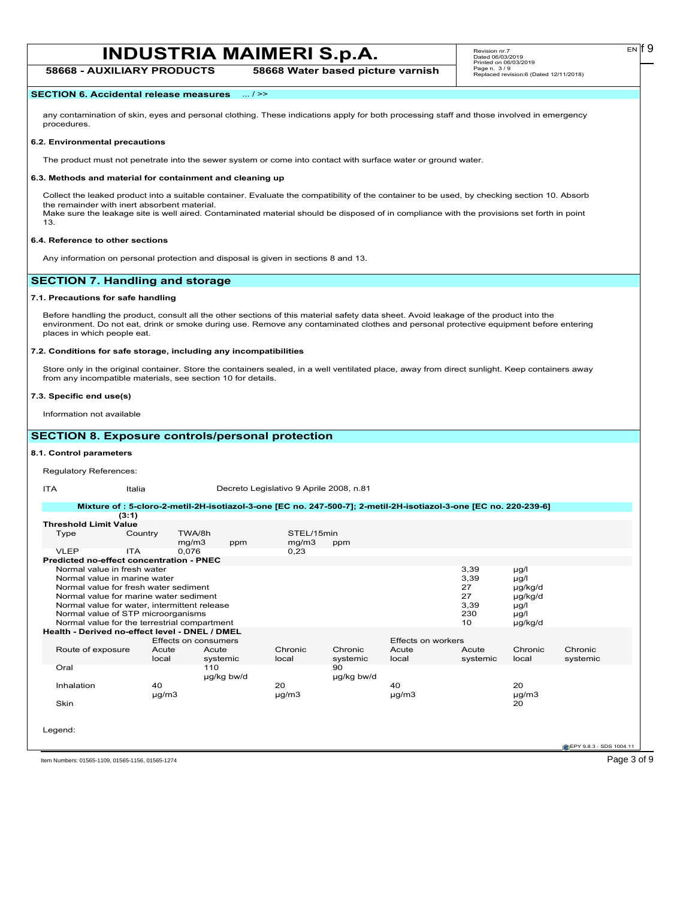## SECTION 6. Accidental release measures ... / >>

any contamination of skin, eyes and personal clothing. These indications apply for both processing staff and those involved in emergency procedures.

### 6.2. Environmental precautions

The product must not penetrate into the sewer system or come into contact with surface water or ground water.

### 6.3. Methods and material for containment and cleaning up

Collect the leaked product into a suitable container. Evaluate the compatibility of the container to be used, by checking section 10. Absorb the remainder with inert absorbent material.
Make sure the leakage site is well aired. Contaminated material should be disposed of in compliance with the provisions set forth in point 13.

### 6.4. Reference to other sections

Any information on personal protection and disposal is given in sections 8 and 13.

## SECTION 7. Handling and storage

### 7.1. Precautions for safe handling

Before handling the product, consult all the other sections of this material safety data sheet. Avoid leakage of the product into the environment. Do not eat, drink or smoke during use. Remove any contaminated clothes and personal protective equipment before entering places in which people eat.

### 7.2. Conditions for safe storage, including any incompatibilities

Store only in the original container. Store the containers sealed, in a well ventilated place, away from direct sunlight. Keep containers away from any incompatible materials, see section 10 for details.

### 7.3. Specific end use(s)

Information not available

## SECTION 8. Exposure controls/personal protection

### 8.1. Control parameters

Regulatory References:

| | | |
|---|---|---|
| ITA | Italia | Decreto Legislativo 9 Aprile 2008, n.81 |

**Mixture of : 5-cloro-2-metil-2H-isotiazol-3-one [EC no. 247-500-7]; 2-metil-2H-isotiazol-3-one [EC no. 220-239-6] (3:1)**

**Threshold Limit Value**

| Type | Country | TWA/8h mg/m3 | TWA/8h ppm | STEL/15min mg/m3 | STEL/15min ppm |
|---|---|---|---|---|---|
| VLEP | ITA | 0,076 | | 0,23 | |

**Predicted no-effect concentration - PNEC**

| | | |
|---|---|---|
| Normal value in fresh water | 3,39 | µg/l |
| Normal value in marine water | 3,39 | µg/l |
| Normal value for fresh water sediment | 27 | µg/kg/d |
| Normal value for marine water sediment | 27 | µg/kg/d |
| Normal value for water, intermittent release | 3,39 | µg/l |
| Normal value of STP microorganisms | 230 | µg/l |
| Normal value for the terrestrial compartment | 10 | µg/kg/d |

**Health - Derived no-effect level - DNEL / DMEL**

| | Effects on consumers | | | | Effects on workers | | | |
|---|---|---|---|---|---|---|---|---|
| Route of exposure | Acute local | Acute systemic | Chronic local | Chronic systemic | Acute local | Acute systemic | Chronic local | Chronic systemic |
| Oral | | 110 µg/kg bw/d | | 90 µg/kg bw/d | | | | |
| Inhalation | 40 µg/m3 | | 20 µg/m3 | | 40 µg/m3 | | 20 µg/m3 | |
| Skin | | | | | | | 20 | |

Legend: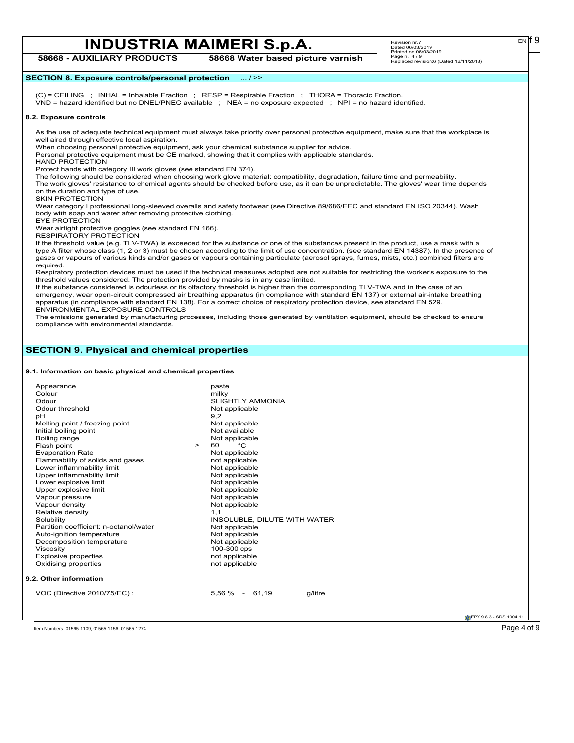## SECTION 8. Exposure controls/personal protection ... / >>

(C) = CEILING ; INHAL = Inhalable Fraction ; RESP = Respirable Fraction ; THORA = Thoracic Fraction.
VND = hazard identified but no DNEL/PNEC available ; NEA = no exposure expected ; NPI = no hazard identified.

### 8.2. Exposure controls

As the use of adequate technical equipment must always take priority over personal protective equipment, make sure that the workplace is well aired through effective local aspiration.
When choosing personal protective equipment, ask your chemical substance supplier for advice.
Personal protective equipment must be CE marked, showing that it complies with applicable standards.
HAND PROTECTION
Protect hands with category III work gloves (see standard EN 374).
The following should be considered when choosing work glove material: compatibility, degradation, failure time and permeability.
The work gloves' resistance to chemical agents should be checked before use, as it can be unpredictable. The gloves' wear time depends on the duration and type of use.
SKIN PROTECTION
Wear category I professional long-sleeved overalls and safety footwear (see Directive 89/686/EEC and standard EN ISO 20344). Wash body with soap and water after removing protective clothing.
EYE PROTECTION
Wear airtight protective goggles (see standard EN 166).
RESPIRATORY PROTECTION
If the threshold value (e.g. TLV-TWA) is exceeded for the substance or one of the substances present in the product, use a mask with a type A filter whose class (1, 2 or 3) must be chosen according to the limit of use concentration. (see standard EN 14387). In the presence of gases or vapours of various kinds and/or gases or vapours containing particulate (aerosol sprays, fumes, mists, etc.) combined filters are required.
Respiratory protection devices must be used if the technical measures adopted are not suitable for restricting the worker's exposure to the threshold values considered. The protection provided by masks is in any case limited.
If the substance considered is odourless or its olfactory threshold is higher than the corresponding TLV-TWA and in the case of an emergency, wear open-circuit compressed air breathing apparatus (in compliance with standard EN 137) or external air-intake breathing apparatus (in compliance with standard EN 138). For a correct choice of respiratory protection device, see standard EN 529.
ENVIRONMENTAL EXPOSURE CONTROLS
The emissions generated by manufacturing processes, including those generated by ventilation equipment, should be checked to ensure compliance with environmental standards.

## SECTION 9. Physical and chemical properties

### 9.1. Information on basic physical and chemical properties

| Property | | Value |
|---|---|---|
| Appearance | | paste |
| Colour | | milky |
| Odour | | SLIGHTLY AMMONIA |
| Odour threshold | | Not applicable |
| pH | | 9,2 |
| Melting point / freezing point | | Not applicable |
| Initial boiling point | | Not available |
| Boiling range | | Not applicable |
| Flash point | > | 60 °C |
| Evaporation Rate | | Not applicable |
| Flammability of solids and gases | | not applicable |
| Lower inflammability limit | | Not applicable |
| Upper inflammability limit | | Not applicable |
| Lower explosive limit | | Not applicable |
| Upper explosive limit | | Not applicable |
| Vapour pressure | | Not applicable |
| Vapour density | | Not applicable |
| Relative density | | 1,1 |
| Solubility | | INSOLUBLE, DILUTE WITH WATER |
| Partition coefficient: n-octanol/water | | Not applicable |
| Auto-ignition temperature | | Not applicable |
| Decomposition temperature | | Not applicable |
| Viscosity | | 100-300 cps |
| Explosive properties | | not applicable |
| Oxidising properties | | not applicable |

### 9.2. Other information

VOC (Directive 2010/75/EC) : 5,56 % - 61,19 g/litre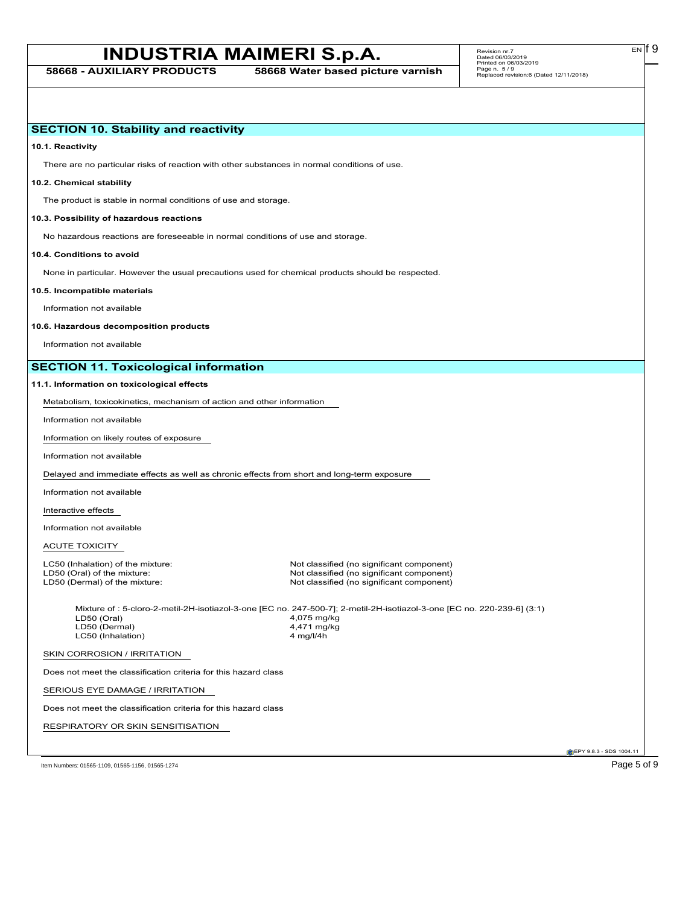## SECTION 10. Stability and reactivity

**10.1. Reactivity**

There are no particular risks of reaction with other substances in normal conditions of use.

**10.2. Chemical stability**

The product is stable in normal conditions of use and storage.

**10.3. Possibility of hazardous reactions**

No hazardous reactions are foreseeable in normal conditions of use and storage.

**10.4. Conditions to avoid**

None in particular. However the usual precautions used for chemical products should be respected.

**10.5. Incompatible materials**

Information not available

**10.6. Hazardous decomposition products**

Information not available

## SECTION 11. Toxicological information

**11.1. Information on toxicological effects**

Metabolism, toxicokinetics, mechanism of action and other information

Information not available

Information on likely routes of exposure

Information not available

Delayed and immediate effects as well as chronic effects from short and long-term exposure

Information not available

Interactive effects

Information not available

ACUTE TOXICITY

| | |
|---|---|
| LC50 (Inhalation) of the mixture: | Not classified (no significant component) |
| LD50 (Oral) of the mixture: | Not classified (no significant component) |
| LD50 (Dermal) of the mixture: | Not classified (no significant component) |

Mixture of : 5-cloro-2-metil-2H-isotiazol-3-one [EC no. 247-500-7]; 2-metil-2H-isotiazol-3-one [EC no. 220-239-6] (3:1)

| | |
|---|---|
| LD50 (Oral) | 4,075 mg/kg |
| LD50 (Dermal) | 4,471 mg/kg |
| LC50 (Inhalation) | 4 mg/l/4h |

SKIN CORROSION / IRRITATION

Does not meet the classification criteria for this hazard class

SERIOUS EYE DAMAGE / IRRITATION

Does not meet the classification criteria for this hazard class

RESPIRATORY OR SKIN SENSITISATION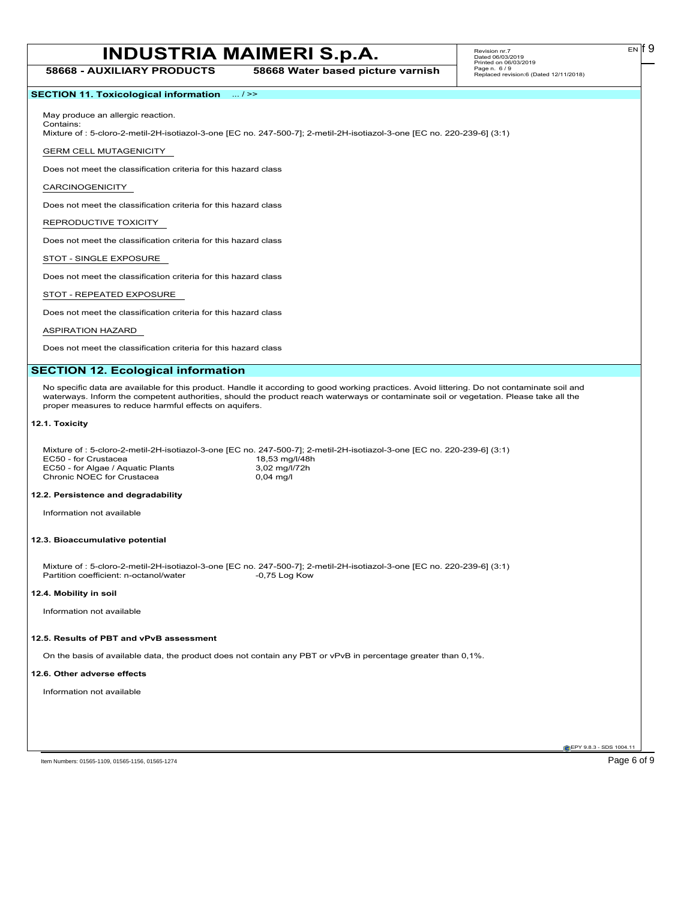**SECTION 11. Toxicological information** ... / >>

May produce an allergic reaction.
Contains:
Mixture of : 5-cloro-2-metil-2H-isotiazol-3-one [EC no. 247-500-7]; 2-metil-2H-isotiazol-3-one [EC no. 220-239-6] (3:1)

GERM CELL MUTAGENICITY

Does not meet the classification criteria for this hazard class

CARCINOGENICITY

Does not meet the classification criteria for this hazard class

REPRODUCTIVE TOXICITY

Does not meet the classification criteria for this hazard class

STOT - SINGLE EXPOSURE

Does not meet the classification criteria for this hazard class

STOT - REPEATED EXPOSURE

Does not meet the classification criteria for this hazard class

ASPIRATION HAZARD

Does not meet the classification criteria for this hazard class

## SECTION 12. Ecological information

No specific data are available for this product. Handle it according to good working practices. Avoid littering. Do not contaminate soil and waterways. Inform the competent authorities, should the product reach waterways or contaminate soil or vegetation. Please take all the proper measures to reduce harmful effects on aquifers.

### 12.1. Toxicity

Mixture of : 5-cloro-2-metil-2H-isotiazol-3-one [EC no. 247-500-7]; 2-metil-2H-isotiazol-3-one [EC no. 220-239-6] (3:1)

| | |
|---|---|
| EC50 - for Crustacea | 18,53 mg/l/48h |
| EC50 - for Algae / Aquatic Plants | 3,02 mg/l/72h |
| Chronic NOEC for Crustacea | 0,04 mg/l |

### 12.2. Persistence and degradability

Information not available

### 12.3. Bioaccumulative potential

Mixture of : 5-cloro-2-metil-2H-isotiazol-3-one [EC no. 247-500-7]; 2-metil-2H-isotiazol-3-one [EC no. 220-239-6] (3:1)

| | |
|---|---|
| Partition coefficient: n-octanol/water | -0,75 Log Kow |

### 12.4. Mobility in soil

Information not available

### 12.5. Results of PBT and vPvB assessment

On the basis of available data, the product does not contain any PBT or vPvB in percentage greater than 0,1%.

### 12.6. Other adverse effects

Information not available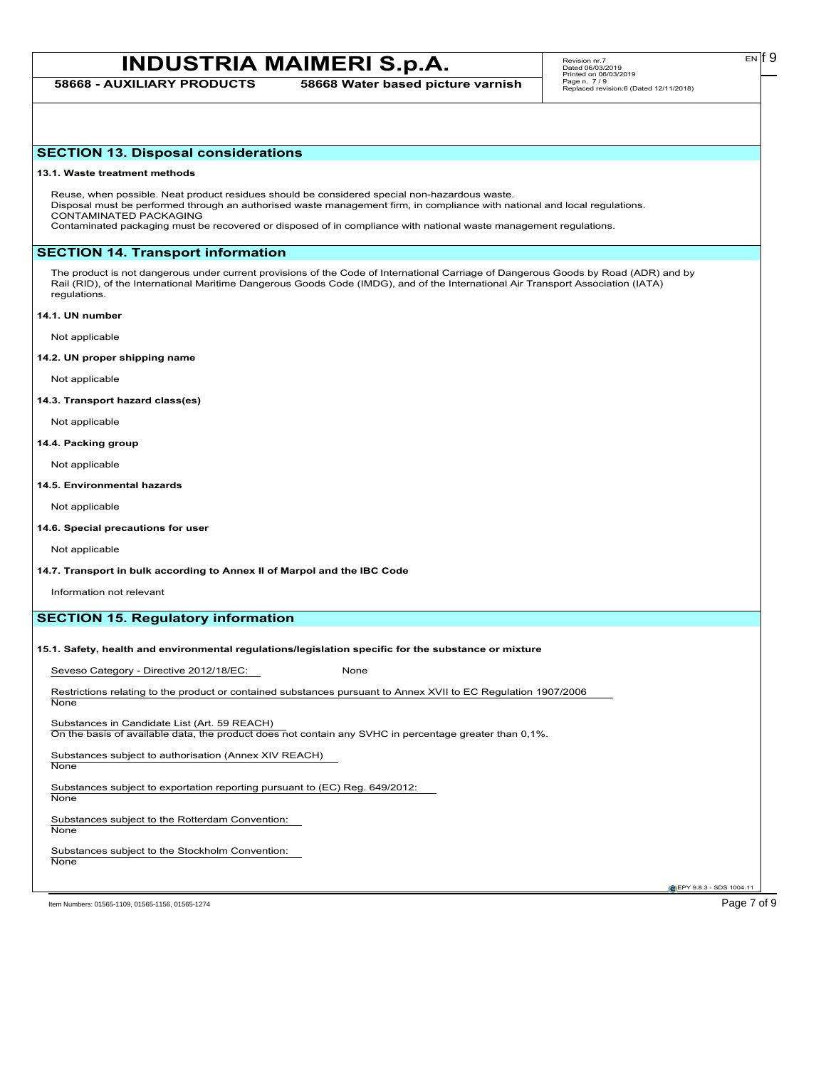## SECTION 13. Disposal considerations

**13.1. Waste treatment methods**

Reuse, when possible. Neat product residues should be considered special non-hazardous waste.
Disposal must be performed through an authorised waste management firm, in compliance with national and local regulations.
CONTAMINATED PACKAGING
Contaminated packaging must be recovered or disposed of in compliance with national waste management regulations.

## SECTION 14. Transport information

The product is not dangerous under current provisions of the Code of International Carriage of Dangerous Goods by Road (ADR) and by Rail (RID), of the International Maritime Dangerous Goods Code (IMDG), and of the International Air Transport Association (IATA) regulations.

**14.1. UN number**

Not applicable

**14.2. UN proper shipping name**

Not applicable

**14.3. Transport hazard class(es)**

Not applicable

**14.4. Packing group**

Not applicable

**14.5. Environmental hazards**

Not applicable

**14.6. Special precautions for user**

Not applicable

**14.7. Transport in bulk according to Annex II of Marpol and the IBC Code**

Information not relevant

## SECTION 15. Regulatory information

**15.1. Safety, health and environmental regulations/legislation specific for the substance or mixture**

Seveso Category - Directive 2012/18/EC: None

Restrictions relating to the product or contained substances pursuant to Annex XVII to EC Regulation 1907/2006
None

Substances in Candidate List (Art. 59 REACH)
On the basis of available data, the product does not contain any SVHC in percentage greater than 0,1%.

Substances subject to authorisation (Annex XIV REACH)
None

Substances subject to exportation reporting pursuant to (EC) Reg. 649/2012:
None

Substances subject to the Rotterdam Convention:
None

Substances subject to the Stockholm Convention:
None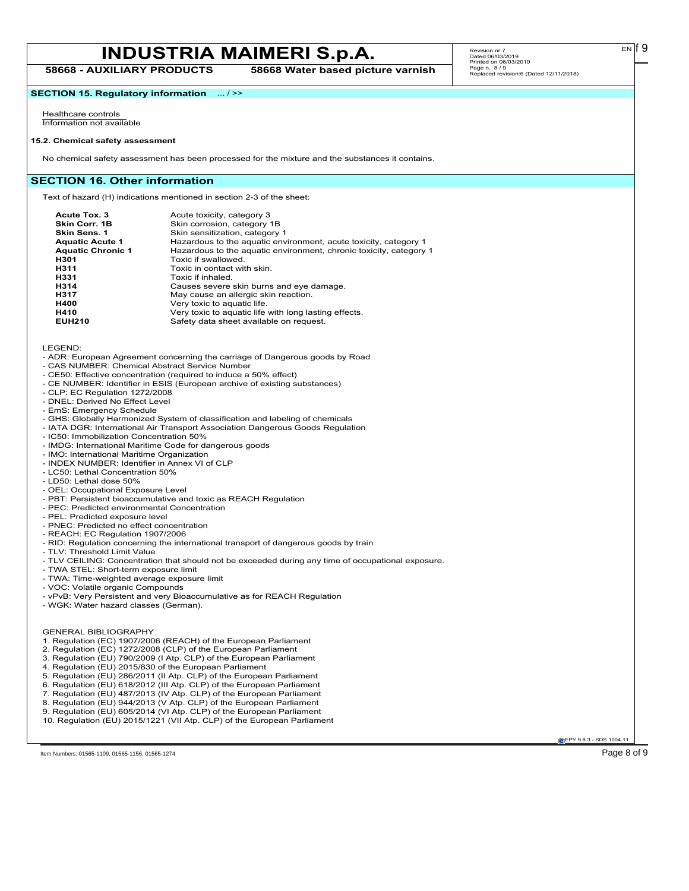## SECTION 15. Regulatory information ... / >>

Healthcare controls
Information not available

**15.2. Chemical safety assessment**

No chemical safety assessment has been processed for the mixture and the substances it contains.

## SECTION 16. Other information

Text of hazard (H) indications mentioned in section 2-3 of the sheet:

| | |
|---|---|
| **Acute Tox. 3** | Acute toxicity, category 3 |
| **Skin Corr. 1B** | Skin corrosion, category 1B |
| **Skin Sens. 1** | Skin sensitization, category 1 |
| **Aquatic Acute 1** | Hazardous to the aquatic environment, acute toxicity, category 1 |
| **Aquatic Chronic 1** | Hazardous to the aquatic environment, chronic toxicity, category 1 |
| **H301** | Toxic if swallowed. |
| **H311** | Toxic in contact with skin. |
| **H331** | Toxic if inhaled. |
| **H314** | Causes severe skin burns and eye damage. |
| **H317** | May cause an allergic skin reaction. |
| **H400** | Very toxic to aquatic life. |
| **H410** | Very toxic to aquatic life with long lasting effects. |
| **EUH210** | Safety data sheet available on request. |

LEGEND:
- ADR: European Agreement concerning the carriage of Dangerous goods by Road
- CAS NUMBER: Chemical Abstract Service Number
- CE50: Effective concentration (required to induce a 50% effect)
- CE NUMBER: Identifier in ESIS (European archive of existing substances)
- CLP: EC Regulation 1272/2008
- DNEL: Derived No Effect Level
- EmS: Emergency Schedule
- GHS: Globally Harmonized System of classification and labeling of chemicals
- IATA DGR: International Air Transport Association Dangerous Goods Regulation
- IC50: Immobilization Concentration 50%
- IMDG: International Maritime Code for dangerous goods
- IMO: International Maritime Organization
- INDEX NUMBER: Identifier in Annex VI of CLP
- LC50: Lethal Concentration 50%
- LD50: Lethal dose 50%
- OEL: Occupational Exposure Level
- PBT: Persistent bioaccumulative and toxic as REACH Regulation
- PEC: Predicted environmental Concentration
- PEL: Predicted exposure level
- PNEC: Predicted no effect concentration
- REACH: EC Regulation 1907/2006
- RID: Regulation concerning the international transport of dangerous goods by train
- TLV: Threshold Limit Value
- TLV CEILING: Concentration that should not be exceeded during any time of occupational exposure.
- TWA STEL: Short-term exposure limit
- TWA: Time-weighted average exposure limit
- VOC: Volatile organic Compounds
- vPvB: Very Persistent and very Bioaccumulative as for REACH Regulation
- WGK: Water hazard classes (German).

GENERAL BIBLIOGRAPHY
1. Regulation (EC) 1907/2006 (REACH) of the European Parliament
2. Regulation (EC) 1272/2008 (CLP) of the European Parliament
3. Regulation (EU) 790/2009 (I Atp. CLP) of the European Parliament
4. Regulation (EU) 2015/830 of the European Parliament
5. Regulation (EU) 286/2011 (II Atp. CLP) of the European Parliament
6. Regulation (EU) 618/2012 (III Atp. CLP) of the European Parliament
7. Regulation (EU) 487/2013 (IV Atp. CLP) of the European Parliament
8. Regulation (EU) 944/2013 (V Atp. CLP) of the European Parliament
9. Regulation (EU) 605/2014 (VI Atp. CLP) of the European Parliament
10. Regulation (EU) 2015/1221 (VII Atp. CLP) of the European Parliament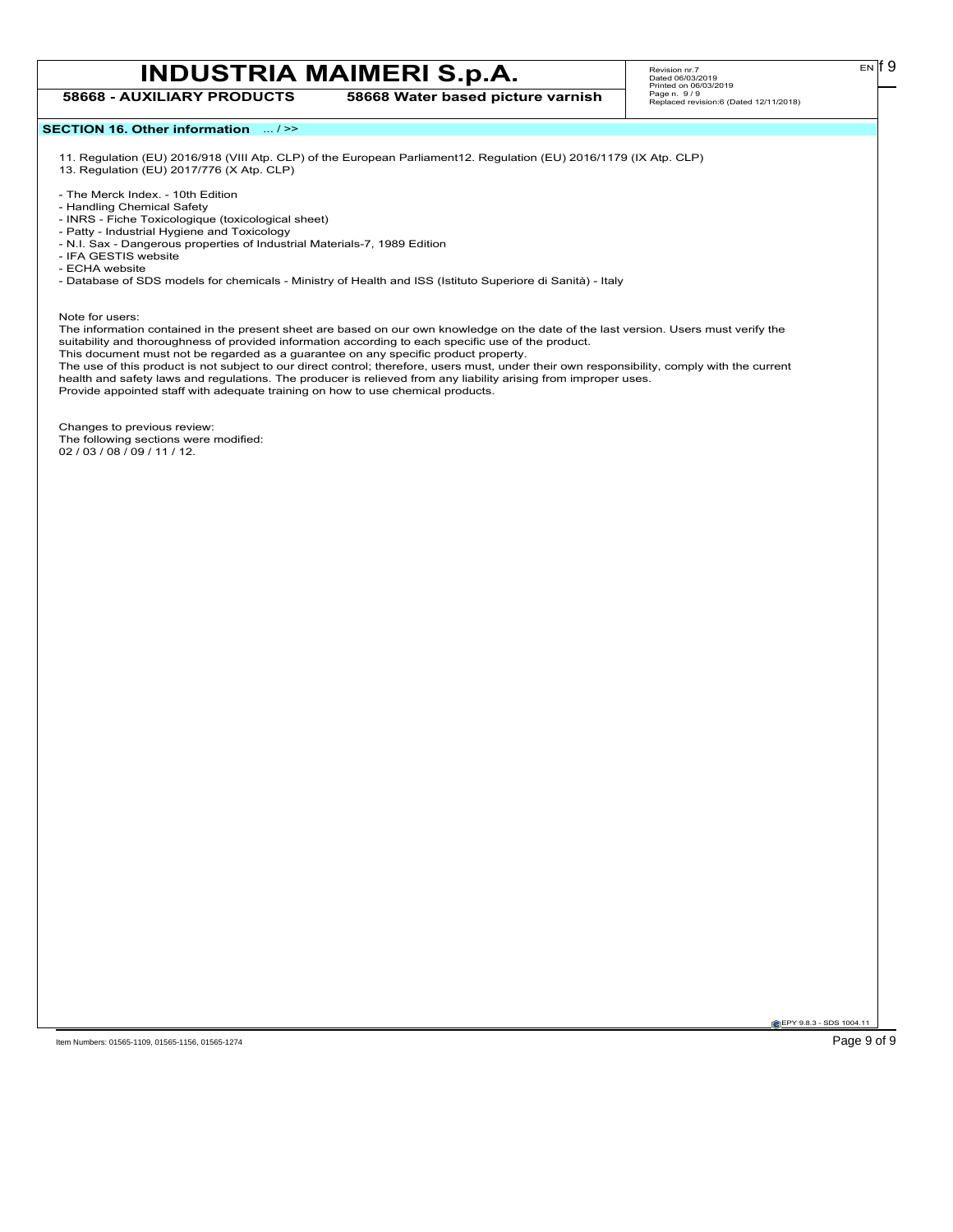## SECTION 16. Other information ... / >>

11. Regulation (EU) 2016/918 (VIII Atp. CLP) of the European Parliament12. Regulation (EU) 2016/1179 (IX Atp. CLP)
13. Regulation (EU) 2017/776 (X Atp. CLP)

- The Merck Index. - 10th Edition
- Handling Chemical Safety
- INRS - Fiche Toxicologique (toxicological sheet)
- Patty - Industrial Hygiene and Toxicology
- N.I. Sax - Dangerous properties of Industrial Materials-7, 1989 Edition
- IFA GESTIS website
- ECHA website
- Database of SDS models for chemicals - Ministry of Health and ISS (Istituto Superiore di Sanità) - Italy

Note for users:
The information contained in the present sheet are based on our own knowledge on the date of the last version. Users must verify the suitability and thoroughness of provided information according to each specific use of the product.
This document must not be regarded as a guarantee on any specific product property.
The use of this product is not subject to our direct control; therefore, users must, under their own responsibility, comply with the current health and safety laws and regulations. The producer is relieved from any liability arising from improper uses.
Provide appointed staff with adequate training on how to use chemical products.

Changes to previous review:
The following sections were modified:
02 / 03 / 08 / 09 / 11 / 12.